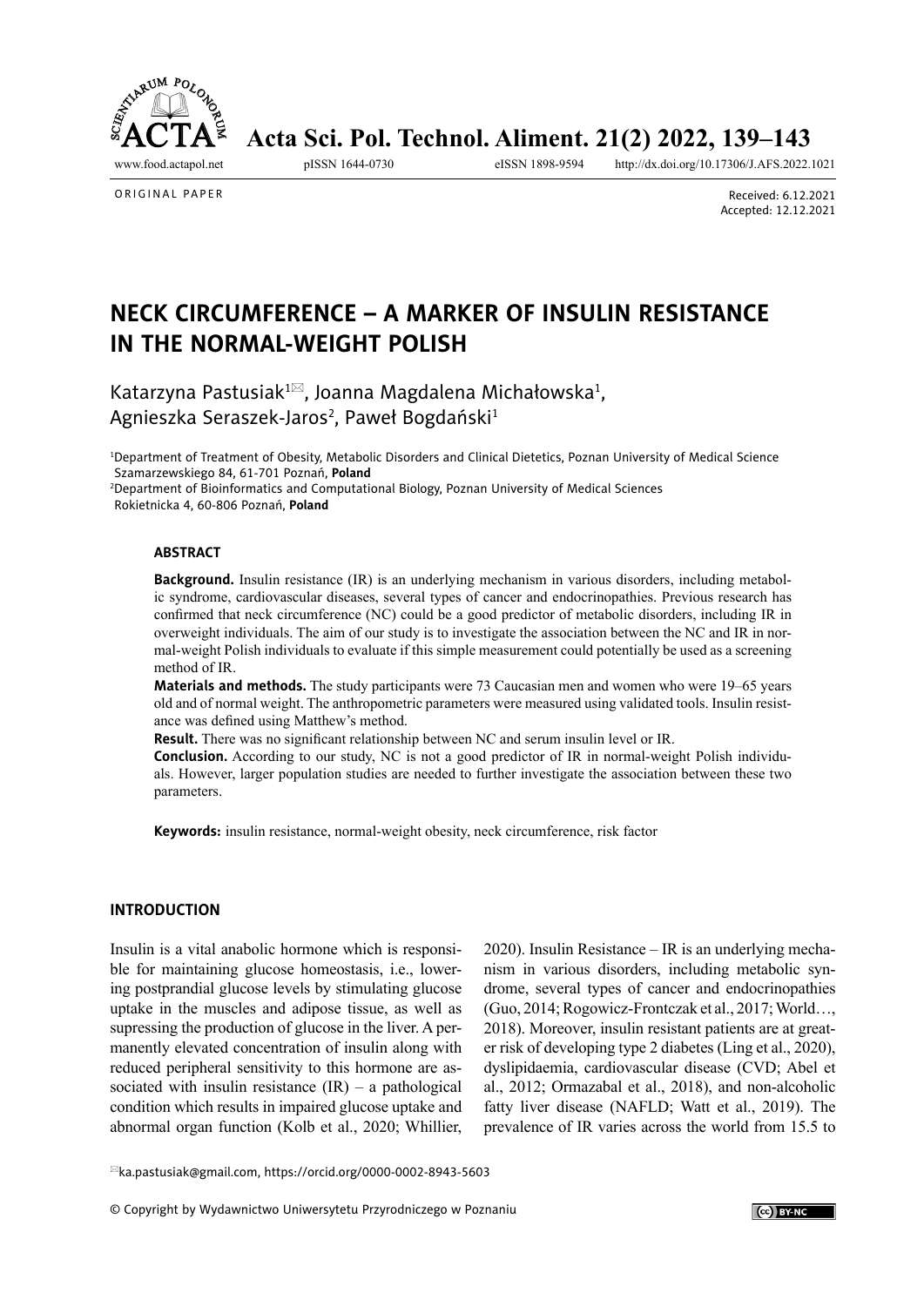ORIGINAL PAPER

Received: 6.12.2021
Accepted: 12.12.2021

# NECK CIRCUMFERENCE – A MARKER OF INSULIN RESISTANCE IN THE NORMAL-WEIGHT POLISH

Katarzyna Pastusiak[1], Joanna Magdalena Michałowska[1], Agnieszka Seraszek-Jaros[2], Paweł Bogdański[1]

[1]Department of Treatment of Obesity, Metabolic Disorders and Clinical Dietetics, Poznan University of Medical Science Szamarzewskiego 84, 61-701 Poznań, **Poland**

[2]Department of Bioinformatics and Computational Biology, Poznan University of Medical Sciences Rokietnicka 4, 60-806 Poznań, **Poland**

### ABSTRACT

**Background.** Insulin resistance (IR) is an underlying mechanism in various disorders, including metabolic syndrome, cardiovascular diseases, several types of cancer and endocrinopathies. Previous research has confirmed that neck circumference (NC) could be a good predictor of metabolic disorders, including IR in overweight individuals. The aim of our study is to investigate the association between the NC and IR in normal-weight Polish individuals to evaluate if this simple measurement could potentially be used as a screening method of IR.

**Materials and methods.** The study participants were 73 Caucasian men and women who were 19–65 years old and of normal weight. The anthropometric parameters were measured using validated tools. Insulin resistance was defined using Matthew's method.

**Result.** There was no significant relationship between NC and serum insulin level or IR.

**Conclusion.** According to our study, NC is not a good predictor of IR in normal-weight Polish individuals. However, larger population studies are needed to further investigate the association between these two parameters.

**Keywords:** insulin resistance, normal-weight obesity, neck circumference, risk factor

## INTRODUCTION

Insulin is a vital anabolic hormone which is responsible for maintaining glucose homeostasis, i.e., lowering postprandial glucose levels by stimulating glucose uptake in the muscles and adipose tissue, as well as supressing the production of glucose in the liver. A permanently elevated concentration of insulin along with reduced peripheral sensitivity to this hormone are associated with insulin resistance (IR) – a pathological condition which results in impaired glucose uptake and abnormal organ function (Kolb et al., 2020; Whillier, 2020). Insulin Resistance – IR is an underlying mechanism in various disorders, including metabolic syndrome, several types of cancer and endocrinopathies (Guo, 2014; Rogowicz-Frontczak et al., 2017; World…, 2018). Moreover, insulin resistant patients are at greater risk of developing type 2 diabetes (Ling et al., 2020), dyslipidaemia, cardiovascular disease (CVD; Abel et al., 2012; Ormazabal et al., 2018), and non-alcoholic fatty liver disease (NAFLD; Watt et al., 2019). The prevalence of IR varies across the world from 15.5 to

ka.pastusiak@gmail.com, https://orcid.org/0000-0002-8943-5603

© Copyright by Wydawnictwo Uniwersytetu Przyrodniczego w Poznaniu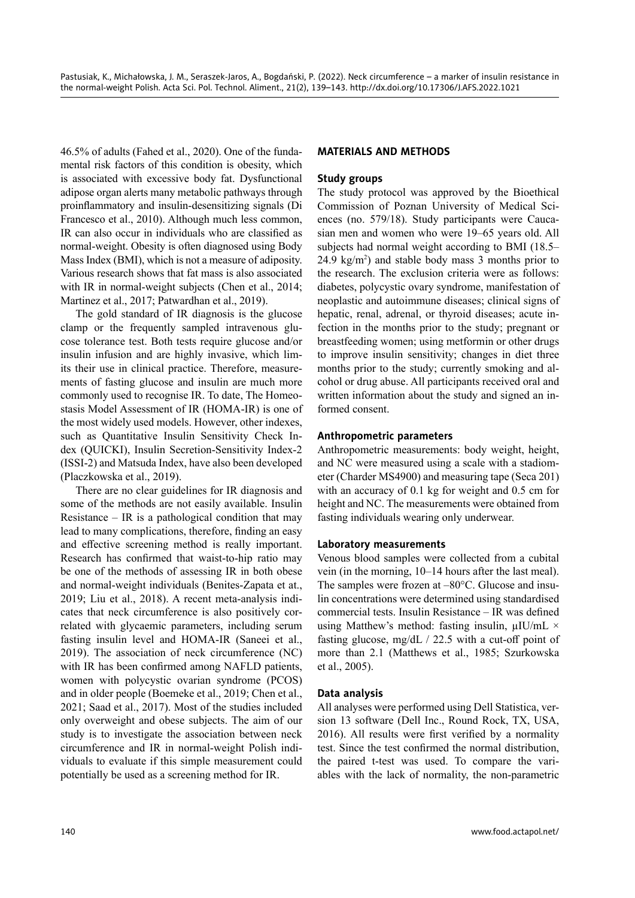46.5% of adults (Fahed et al., 2020). One of the fundamental risk factors of this condition is obesity, which is associated with excessive body fat. Dysfunctional adipose organ alerts many metabolic pathways through proinflammatory and insulin-desensitizing signals (Di Francesco et al., 2010). Although much less common, IR can also occur in individuals who are classified as normal-weight. Obesity is often diagnosed using Body Mass Index (BMI), which is not a measure of adiposity. Various research shows that fat mass is also associated with IR in normal-weight subjects (Chen et al., 2014; Martinez et al., 2017; Patwardhan et al., 2019).

The gold standard of IR diagnosis is the glucose clamp or the frequently sampled intravenous glucose tolerance test. Both tests require glucose and/or insulin infusion and are highly invasive, which limits their use in clinical practice. Therefore, measurements of fasting glucose and insulin are much more commonly used to recognise IR. To date, The Homeostasis Model Assessment of IR (HOMA-IR) is one of the most widely used models. However, other indexes, such as Quantitative Insulin Sensitivity Check Index (QUICKI), Insulin Secretion-Sensitivity Index-2 (ISSI-2) and Matsuda Index, have also been developed (Placzkowska et al., 2019).

There are no clear guidelines for IR diagnosis and some of the methods are not easily available. Insulin Resistance – IR is a pathological condition that may lead to many complications, therefore, finding an easy and effective screening method is really important. Research has confirmed that waist-to-hip ratio may be one of the methods of assessing IR in both obese and normal-weight individuals (Benites-Zapata et at., 2019; Liu et al., 2018). A recent meta-analysis indicates that neck circumference is also positively correlated with glycaemic parameters, including serum fasting insulin level and HOMA-IR (Saneei et al., 2019). The association of neck circumference (NC) with IR has been confirmed among NAFLD patients, women with polycystic ovarian syndrome (PCOS) and in older people (Boemeke et al., 2019; Chen et al., 2021; Saad et al., 2017). Most of the studies included only overweight and obese subjects. The aim of our study is to investigate the association between neck circumference and IR in normal-weight Polish individuals to evaluate if this simple measurement could potentially be used as a screening method for IR.

## MATERIALS AND METHODS

### Study groups

The study protocol was approved by the Bioethical Commission of Poznan University of Medical Sciences (no. 579/18). Study participants were Caucasian men and women who were 19–65 years old. All subjects had normal weight according to BMI (18.5–24.9 kg/m$^2$) and stable body mass 3 months prior to the research. The exclusion criteria were as follows: diabetes, polycystic ovary syndrome, manifestation of neoplastic and autoimmune diseases; clinical signs of hepatic, renal, adrenal, or thyroid diseases; acute infection in the months prior to the study; pregnant or breastfeeding women; using metformin or other drugs to improve insulin sensitivity; changes in diet three months prior to the study; currently smoking and alcohol or drug abuse. All participants received oral and written information about the study and signed an informed consent.

### Anthropometric parameters

Anthropometric measurements: body weight, height, and NC were measured using a scale with a stadiometer (Charder MS4900) and measuring tape (Seca 201) with an accuracy of 0.1 kg for weight and 0.5 cm for height and NC. The measurements were obtained from fasting individuals wearing only underwear.

### Laboratory measurements

Venous blood samples were collected from a cubital vein (in the morning, 10–14 hours after the last meal). The samples were frozen at –80°C. Glucose and insulin concentrations were determined using standardised commercial tests. Insulin Resistance – IR was defined using Matthew's method: fasting insulin, μIU/mL × fasting glucose, mg/dL / 22.5 with a cut-off point of more than 2.1 (Matthews et al., 1985; Szurkowska et al., 2005).

### Data analysis

All analyses were performed using Dell Statistica, version 13 software (Dell Inc., Round Rock, TX, USA, 2016). All results were first verified by a normality test. Since the test confirmed the normal distribution, the paired t-test was used. To compare the variables with the lack of normality, the non-parametric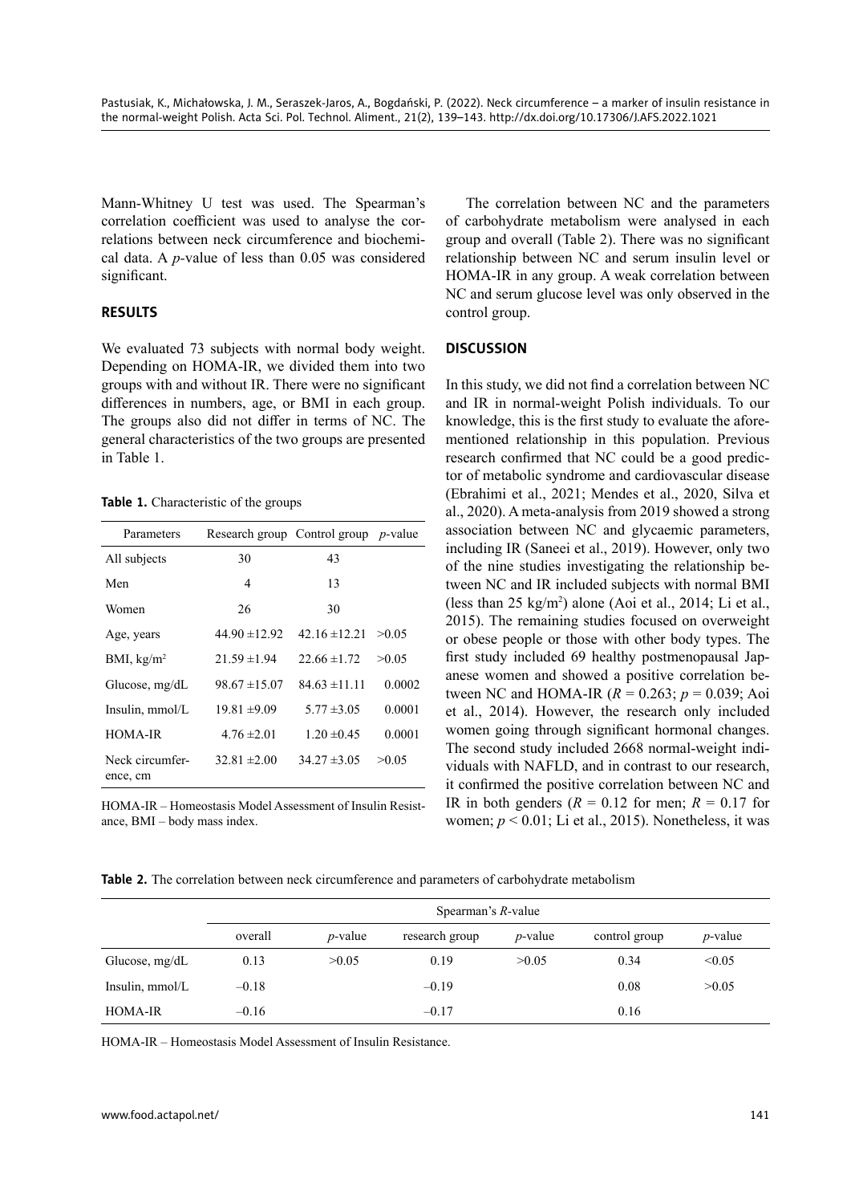Mann-Whitney U test was used. The Spearman's correlation coefficient was used to analyse the correlations between neck circumference and biochemical data. A *p*-value of less than 0.05 was considered significant.

## RESULTS

We evaluated 73 subjects with normal body weight. Depending on HOMA-IR, we divided them into two groups with and without IR. There were no significant differences in numbers, age, or BMI in each group. The groups also did not differ in terms of NC. The general characteristics of the two groups are presented in Table 1.

**Table 1.** Characteristic of the groups

| Parameters | Research group | Control group | *p*-value |
|---|---|---|---|
| All subjects | 30 | 43 | |
| Men | 4 | 13 | |
| Women | 26 | 30 | |
| Age, years | 44.90 ±12.92 | 42.16 ±12.21 | >0.05 |
| BMI, kg/m$^2$ | 21.59 ±1.94 | 22.66 ±1.72 | >0.05 |
| Glucose, mg/dL | 98.67 ±15.07 | 84.63 ±11.11 | 0.0002 |
| Insulin, mmol/L | 19.81 ±9.09 | 5.77 ±3.05 | 0.0001 |
| HOMA-IR | 4.76 ±2.01 | 1.20 ±0.45 | 0.0001 |
| Neck circumference, cm | 32.81 ±2.00 | 34.27 ±3.05 | >0.05 |

HOMA-IR – Homeostasis Model Assessment of Insulin Resistance, BMI – body mass index.

The correlation between NC and the parameters of carbohydrate metabolism were analysed in each group and overall (Table 2). There was no significant relationship between NC and serum insulin level or HOMA-IR in any group. A weak correlation between NC and serum glucose level was only observed in the control group.

## DISCUSSION

In this study, we did not find a correlation between NC and IR in normal-weight Polish individuals. To our knowledge, this is the first study to evaluate the aforementioned relationship in this population. Previous research confirmed that NC could be a good predictor of metabolic syndrome and cardiovascular disease (Ebrahimi et al., 2021; Mendes et al., 2020, Silva et al., 2020). A meta-analysis from 2019 showed a strong association between NC and glycaemic parameters, including IR (Saneei et al., 2019). However, only two of the nine studies investigating the relationship between NC and IR included subjects with normal BMI (less than 25 kg/m$^2$) alone (Aoi et al., 2014; Li et al., 2015). The remaining studies focused on overweight or obese people or those with other body types. The first study included 69 healthy postmenopausal Japanese women and showed a positive correlation between NC and HOMA-IR ($R = 0.263$; $p = 0.039$; Aoi et al., 2014). However, the research only included women going through significant hormonal changes. The second study included 2668 normal-weight individuals with NAFLD, and in contrast to our research, it confirmed the positive correlation between NC and IR in both genders ($R = 0.12$ for men; $R = 0.17$ for women; $p < 0.01$; Li et al., 2015). Nonetheless, it was

**Table 2.** The correlation between neck circumference and parameters of carbohydrate metabolism

| | Spearman's *R*-value | | | | | |
|---|---|---|---|---|---|---|
| | overall | *p*-value | research group | *p*-value | control group | *p*-value |
| Glucose, mg/dL | 0.13 | >0.05 | 0.19 | >0.05 | 0.34 | <0.05 |
| Insulin, mmol/L | –0.18 | | –0.19 | | 0.08 | >0.05 |
| HOMA-IR | –0.16 | | –0.17 | | 0.16 | |

HOMA-IR – Homeostasis Model Assessment of Insulin Resistance.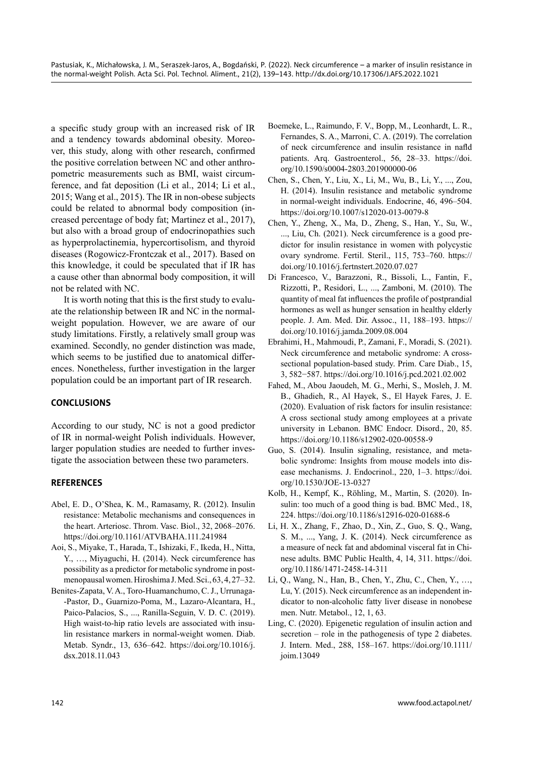a specific study group with an increased risk of IR and a tendency towards abdominal obesity. Moreover, this study, along with other research, confirmed the positive correlation between NC and other anthropometric measurements such as BMI, waist circumference, and fat deposition (Li et al., 2014; Li et al., 2015; Wang et al., 2015). The IR in non-obese subjects could be related to abnormal body composition (increased percentage of body fat; Martinez et al., 2017), but also with a broad group of endocrinopathies such as hyperprolactinemia, hypercortisolism, and thyroid diseases (Rogowicz-Frontczak et al., 2017). Based on this knowledge, it could be speculated that if IR has a cause other than abnormal body composition, it will not be related with NC.

It is worth noting that this is the first study to evaluate the relationship between IR and NC in the normal-weight population. However, we are aware of our study limitations. Firstly, a relatively small group was examined. Secondly, no gender distinction was made, which seems to be justified due to anatomical differences. Nonetheless, further investigation in the larger population could be an important part of IR research.

## CONCLUSIONS

According to our study, NC is not a good predictor of IR in normal-weight Polish individuals. However, larger population studies are needed to further investigate the association between these two parameters.

## REFERENCES

Abel, E. D., O'Shea, K. M., Ramasamy, R. (2012). Insulin resistance: Metabolic mechanisms and consequences in the heart. Arteriosc. Throm. Vasc. Biol., 32, 2068–2076. https://doi.org/10.1161/ATVBAHA.111.241984

Aoi, S., Miyake, T., Harada, T., Ishizaki, F., Ikeda, H., Nitta, Y., …, Miyaguchi, H. (2014). Neck circumference has possibility as a predictor for metabolic syndrome in postmenopausal women. Hiroshima J. Med. Sci., 63, 4, 27–32.

Benites-Zapata, V. A., Toro-Huamanchumo, C. J., Urrunaga-Pastor, D., Guarnizo-Poma, M., Lazaro-Alcantara, H., Paico-Palacios, S., ..., Ranilla-Seguin, V. D. C. (2019). High waist-to-hip ratio levels are associated with insulin resistance markers in normal-weight women. Diab. Metab. Syndr., 13, 636–642. https://doi.org/10.1016/j.dsx.2018.11.043

Boemeke, L., Raimundo, F. V., Bopp, M., Leonhardt, L. R., Fernandes, S. A., Marroni, C. A. (2019). The correlation of neck circumference and insulin resistance in nafld patients. Arq. Gastroenterol., 56, 28–33. https://doi.org/10.1590/s0004-2803.201900000-06

Chen, S., Chen, Y., Liu, X., Li, M., Wu, B., Li, Y., ..., Zou, H. (2014). Insulin resistance and metabolic syndrome in normal-weight individuals. Endocrine, 46, 496–504. https://doi.org/10.1007/s12020-013-0079-8

Chen, Y., Zheng, X., Ma, D., Zheng, S., Han, Y., Su, W., ..., Liu, Ch. (2021). Neck circumference is a good predictor for insulin resistance in women with polycystic ovary syndrome. Fertil. Steril., 115, 753–760. https://doi.org/10.1016/j.fertnstert.2020.07.027

Di Francesco, V., Barazzoni, R., Bissoli, L., Fantin, F., Rizzotti, P., Residori, L., ..., Zamboni, M. (2010). The quantity of meal fat influences the profile of postprandial hormones as well as hunger sensation in healthy elderly people. J. Am. Med. Dir. Assoc., 11, 188–193. https://doi.org/10.1016/j.jamda.2009.08.004

Ebrahimi, H., Mahmoudi, P., Zamani, F., Moradi, S. (2021). Neck circumference and metabolic syndrome: A cross-sectional population-based study. Prim. Care Diab., 15, 3, 582−587. https://doi.org/10.1016/j.pcd.2021.02.002

Fahed, M., Abou Jaoudeh, M. G., Merhi, S., Mosleh, J. M. B., Ghadieh, R., Al Hayek, S., El Hayek Fares, J. E. (2020). Evaluation of risk factors for insulin resistance: A cross sectional study among employees at a private university in Lebanon. BMC Endocr. Disord., 20, 85. https://doi.org/10.1186/s12902-020-00558-9

Guo, S. (2014). Insulin signaling, resistance, and metabolic syndrome: Insights from mouse models into disease mechanisms. J. Endocrinol., 220, 1–3. https://doi.org/10.1530/JOE-13-0327

Kolb, H., Kempf, K., Röhling, M., Martin, S. (2020). Insulin: too much of a good thing is bad. BMC Med., 18, 224. https://doi.org/10.1186/s12916-020-01688-6

Li, H. X., Zhang, F., Zhao, D., Xin, Z., Guo, S. Q., Wang, S. M., ..., Yang, J. K. (2014). Neck circumference as a measure of neck fat and abdominal visceral fat in Chinese adults. BMC Public Health, 4, 14, 311. https://doi.org/10.1186/1471-2458-14-311

Li, Q., Wang, N., Han, B., Chen, Y., Zhu, C., Chen, Y., …, Lu, Y. (2015). Neck circumference as an independent indicator to non-alcoholic fatty liver disease in nonobese men. Nutr. Metabol., 12, 1, 63.

Ling, C. (2020). Epigenetic regulation of insulin action and secretion – role in the pathogenesis of type 2 diabetes. J. Intern. Med., 288, 158–167. https://doi.org/10.1111/joim.13049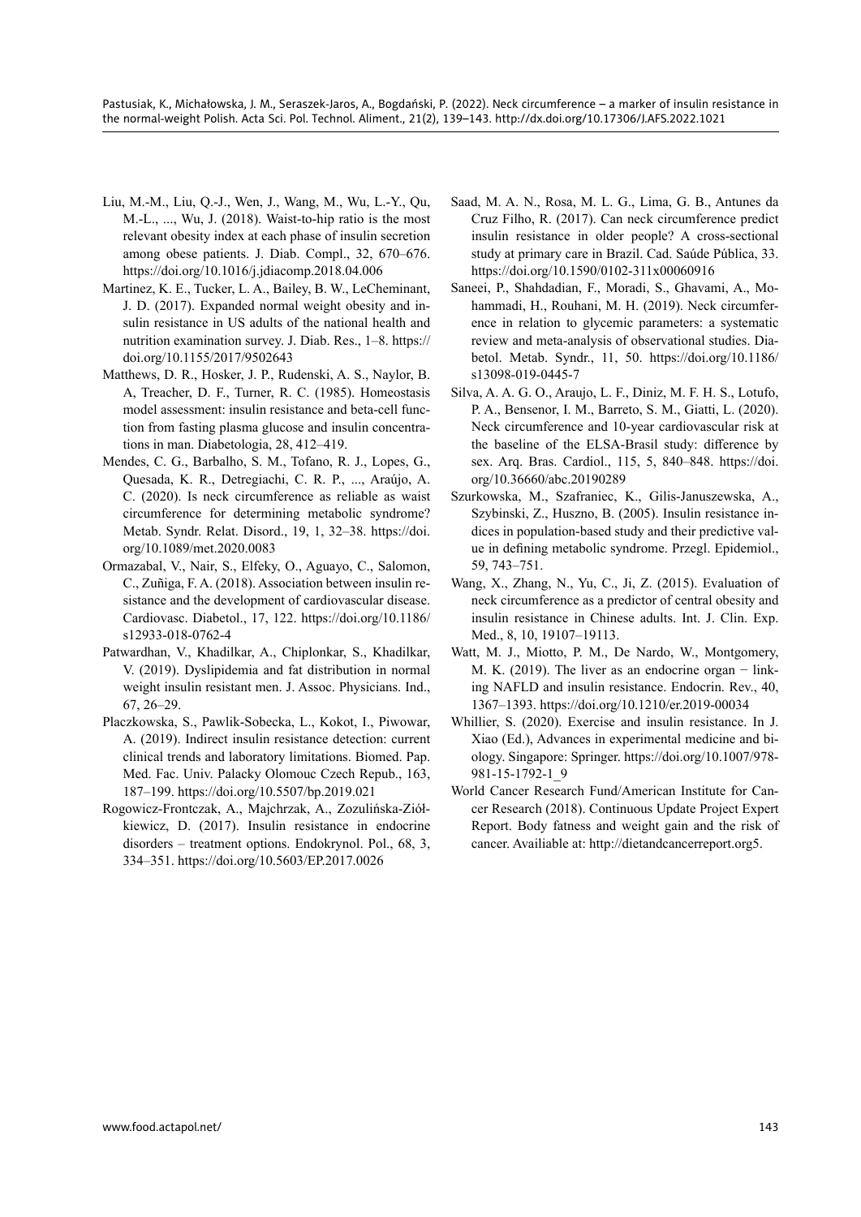Liu, M.-M., Liu, Q.-J., Wen, J., Wang, M., Wu, L.-Y., Qu, M.-L., ..., Wu, J. (2018). Waist-to-hip ratio is the most relevant obesity index at each phase of insulin secretion among obese patients. J. Diab. Compl., 32, 670–676. https://doi.org/10.1016/j.jdiacomp.2018.04.006

Martinez, K. E., Tucker, L. A., Bailey, B. W., LeCheminant, J. D. (2017). Expanded normal weight obesity and insulin resistance in US adults of the national health and nutrition examination survey. J. Diab. Res., 1–8. https://doi.org/10.1155/2017/9502643

Matthews, D. R., Hosker, J. P., Rudenski, A. S., Naylor, B. A, Treacher, D. F., Turner, R. C. (1985). Homeostasis model assessment: insulin resistance and beta-cell function from fasting plasma glucose and insulin concentrations in man. Diabetologia, 28, 412–419.

Mendes, C. G., Barbalho, S. M., Tofano, R. J., Lopes, G., Quesada, K. R., Detregiachi, C. R. P., ..., Araújo, A. C. (2020). Is neck circumference as reliable as waist circumference for determining metabolic syndrome? Metab. Syndr. Relat. Disord., 19, 1, 32–38. https://doi.org/10.1089/met.2020.0083

Ormazabal, V., Nair, S., Elfeky, O., Aguayo, C., Salomon, C., Zuñiga, F. A. (2018). Association between insulin resistance and the development of cardiovascular disease. Cardiovasc. Diabetol., 17, 122. https://doi.org/10.1186/s12933-018-0762-4

Patwardhan, V., Khadilkar, A., Chiplonkar, S., Khadilkar, V. (2019). Dyslipidemia and fat distribution in normal weight insulin resistant men. J. Assoc. Physicians. Ind., 67, 26–29.

Placzkowska, S., Pawlik-Sobecka, L., Kokot, I., Piwowar, A. (2019). Indirect insulin resistance detection: current clinical trends and laboratory limitations. Biomed. Pap. Med. Fac. Univ. Palacky Olomouc Czech Repub., 163, 187–199. https://doi.org/10.5507/bp.2019.021

Rogowicz-Frontczak, A., Majchrzak, A., Zozulińska-Ziółkiewicz, D. (2017). Insulin resistance in endocrine disorders – treatment options. Endokrynol. Pol., 68, 3, 334–351. https://doi.org/10.5603/EP.2017.0026

Saad, M. A. N., Rosa, M. L. G., Lima, G. B., Antunes da Cruz Filho, R. (2017). Can neck circumference predict insulin resistance in older people? A cross-sectional study at primary care in Brazil. Cad. Saúde Pública, 33. https://doi.org/10.1590/0102-311x00060916

Saneei, P., Shahdadian, F., Moradi, S., Ghavami, A., Mohammadi, H., Rouhani, M. H. (2019). Neck circumference in relation to glycemic parameters: a systematic review and meta-analysis of observational studies. Diabetol. Metab. Syndr., 11, 50. https://doi.org/10.1186/s13098-019-0445-7

Silva, A. A. G. O., Araujo, L. F., Diniz, M. F. H. S., Lotufo, P. A., Bensenor, I. M., Barreto, S. M., Giatti, L. (2020). Neck circumference and 10-year cardiovascular risk at the baseline of the ELSA-Brasil study: difference by sex. Arq. Bras. Cardiol., 115, 5, 840–848. https://doi.org/10.36660/abc.20190289

Szurkowska, M., Szafraniec, K., Gilis-Januszewska, A., Szybinski, Z., Huszno, B. (2005). Insulin resistance indices in population-based study and their predictive value in defining metabolic syndrome. Przegl. Epidemiol., 59, 743–751.

Wang, X., Zhang, N., Yu, C., Ji, Z. (2015). Evaluation of neck circumference as a predictor of central obesity and insulin resistance in Chinese adults. Int. J. Clin. Exp. Med., 8, 10, 19107–19113.

Watt, M. J., Miotto, P. M., De Nardo, W., Montgomery, M. K. (2019). The liver as an endocrine organ − linking NAFLD and insulin resistance. Endocrin. Rev., 40, 1367–1393. https://doi.org/10.1210/er.2019-00034

Whillier, S. (2020). Exercise and insulin resistance. In J. Xiao (Ed.), Advances in experimental medicine and biology. Singapore: Springer. https://doi.org/10.1007/978-981-15-1792-1_9

World Cancer Research Fund/American Institute for Cancer Research (2018). Continuous Update Project Expert Report. Body fatness and weight gain and the risk of cancer. Availiable at: http://dietandcancerreport.org5.